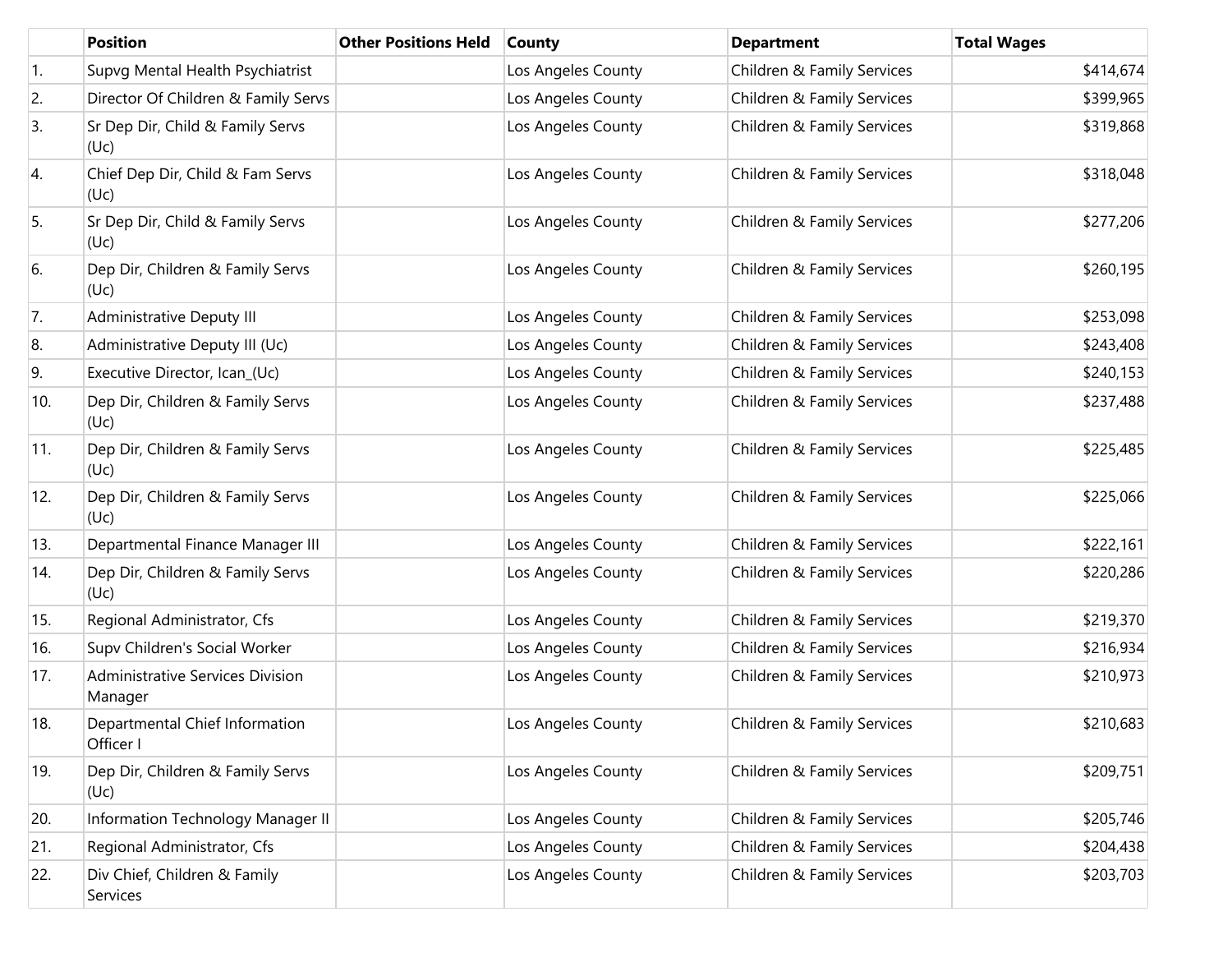| | Position | Other Positions Held | County | Department | Total Wages |
|---|---|---|---|---|---|
| 1. | Supvg Mental Health Psychiatrist | | Los Angeles County | Children & Family Services | $414,674 |
| 2. | Director Of Children & Family Servs | | Los Angeles County | Children & Family Services | $399,965 |
| 3. | Sr Dep Dir, Child & Family Servs (Uc) | | Los Angeles County | Children & Family Services | $319,868 |
| 4. | Chief Dep Dir, Child & Fam Servs (Uc) | | Los Angeles County | Children & Family Services | $318,048 |
| 5. | Sr Dep Dir, Child & Family Servs (Uc) | | Los Angeles County | Children & Family Services | $277,206 |
| 6. | Dep Dir, Children & Family Servs (Uc) | | Los Angeles County | Children & Family Services | $260,195 |
| 7. | Administrative Deputy III | | Los Angeles County | Children & Family Services | $253,098 |
| 8. | Administrative Deputy III (Uc) | | Los Angeles County | Children & Family Services | $243,408 |
| 9. | Executive Director, Ican_(Uc) | | Los Angeles County | Children & Family Services | $240,153 |
| 10. | Dep Dir, Children & Family Servs (Uc) | | Los Angeles County | Children & Family Services | $237,488 |
| 11. | Dep Dir, Children & Family Servs (Uc) | | Los Angeles County | Children & Family Services | $225,485 |
| 12. | Dep Dir, Children & Family Servs (Uc) | | Los Angeles County | Children & Family Services | $225,066 |
| 13. | Departmental Finance Manager III | | Los Angeles County | Children & Family Services | $222,161 |
| 14. | Dep Dir, Children & Family Servs (Uc) | | Los Angeles County | Children & Family Services | $220,286 |
| 15. | Regional Administrator, Cfs | | Los Angeles County | Children & Family Services | $219,370 |
| 16. | Supv Children's Social Worker | | Los Angeles County | Children & Family Services | $216,934 |
| 17. | Administrative Services Division Manager | | Los Angeles County | Children & Family Services | $210,973 |
| 18. | Departmental Chief Information Officer I | | Los Angeles County | Children & Family Services | $210,683 |
| 19. | Dep Dir, Children & Family Servs (Uc) | | Los Angeles County | Children & Family Services | $209,751 |
| 20. | Information Technology Manager II | | Los Angeles County | Children & Family Services | $205,746 |
| 21. | Regional Administrator, Cfs | | Los Angeles County | Children & Family Services | $204,438 |
| 22. | Div Chief, Children & Family Services | | Los Angeles County | Children & Family Services | $203,703 |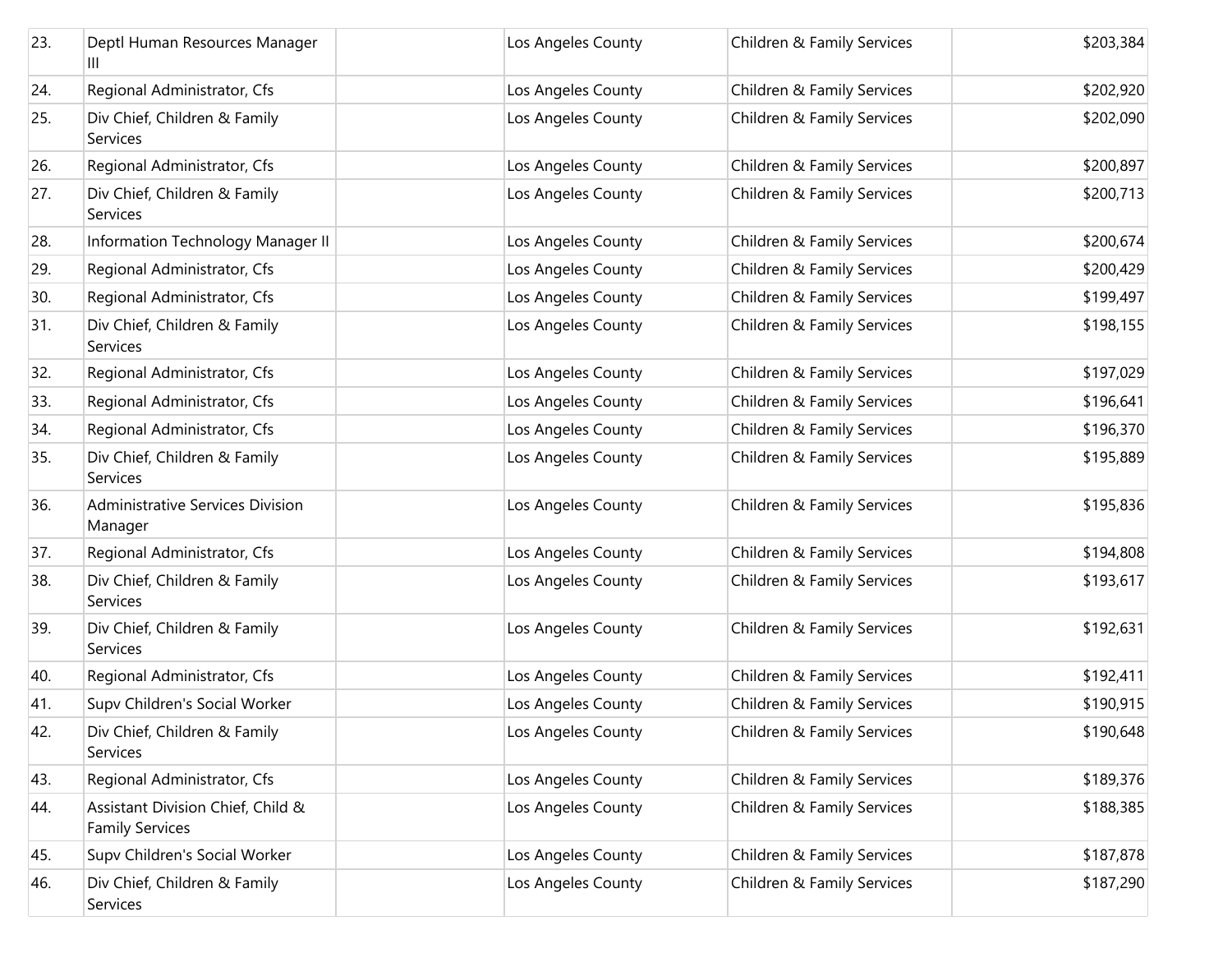| | | | | | |
|---|---|---|---|---|---|
| 23. | Deptl Human Resources Manager III | | Los Angeles County | Children & Family Services | $203,384 |
| 24. | Regional Administrator, Cfs | | Los Angeles County | Children & Family Services | $202,920 |
| 25. | Div Chief, Children & Family Services | | Los Angeles County | Children & Family Services | $202,090 |
| 26. | Regional Administrator, Cfs | | Los Angeles County | Children & Family Services | $200,897 |
| 27. | Div Chief, Children & Family Services | | Los Angeles County | Children & Family Services | $200,713 |
| 28. | Information Technology Manager II | | Los Angeles County | Children & Family Services | $200,674 |
| 29. | Regional Administrator, Cfs | | Los Angeles County | Children & Family Services | $200,429 |
| 30. | Regional Administrator, Cfs | | Los Angeles County | Children & Family Services | $199,497 |
| 31. | Div Chief, Children & Family Services | | Los Angeles County | Children & Family Services | $198,155 |
| 32. | Regional Administrator, Cfs | | Los Angeles County | Children & Family Services | $197,029 |
| 33. | Regional Administrator, Cfs | | Los Angeles County | Children & Family Services | $196,641 |
| 34. | Regional Administrator, Cfs | | Los Angeles County | Children & Family Services | $196,370 |
| 35. | Div Chief, Children & Family Services | | Los Angeles County | Children & Family Services | $195,889 |
| 36. | Administrative Services Division Manager | | Los Angeles County | Children & Family Services | $195,836 |
| 37. | Regional Administrator, Cfs | | Los Angeles County | Children & Family Services | $194,808 |
| 38. | Div Chief, Children & Family Services | | Los Angeles County | Children & Family Services | $193,617 |
| 39. | Div Chief, Children & Family Services | | Los Angeles County | Children & Family Services | $192,631 |
| 40. | Regional Administrator, Cfs | | Los Angeles County | Children & Family Services | $192,411 |
| 41. | Supv Children's Social Worker | | Los Angeles County | Children & Family Services | $190,915 |
| 42. | Div Chief, Children & Family Services | | Los Angeles County | Children & Family Services | $190,648 |
| 43. | Regional Administrator, Cfs | | Los Angeles County | Children & Family Services | $189,376 |
| 44. | Assistant Division Chief, Child & Family Services | | Los Angeles County | Children & Family Services | $188,385 |
| 45. | Supv Children's Social Worker | | Los Angeles County | Children & Family Services | $187,878 |
| 46. | Div Chief, Children & Family Services | | Los Angeles County | Children & Family Services | $187,290 |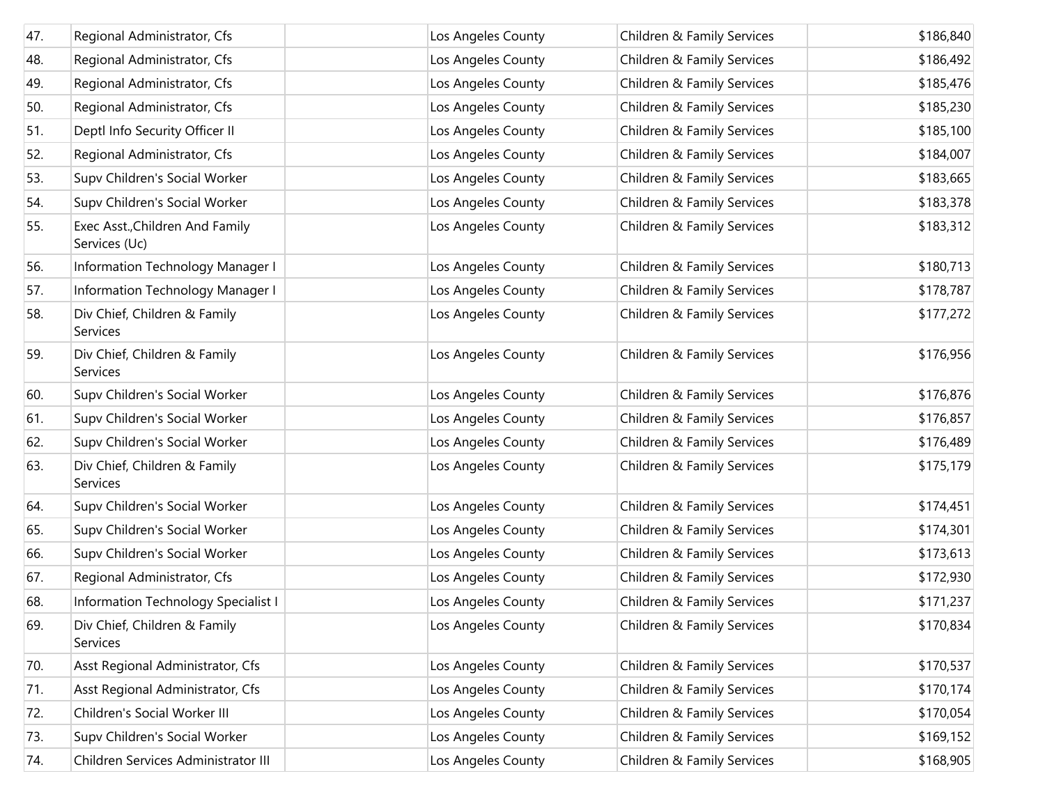| | | | | | |
|---|---|---|---|---|---|
| 47. | Regional Administrator, Cfs | | Los Angeles County | Children & Family Services | $186,840 |
| 48. | Regional Administrator, Cfs | | Los Angeles County | Children & Family Services | $186,492 |
| 49. | Regional Administrator, Cfs | | Los Angeles County | Children & Family Services | $185,476 |
| 50. | Regional Administrator, Cfs | | Los Angeles County | Children & Family Services | $185,230 |
| 51. | Deptl Info Security Officer II | | Los Angeles County | Children & Family Services | $185,100 |
| 52. | Regional Administrator, Cfs | | Los Angeles County | Children & Family Services | $184,007 |
| 53. | Supv Children's Social Worker | | Los Angeles County | Children & Family Services | $183,665 |
| 54. | Supv Children's Social Worker | | Los Angeles County | Children & Family Services | $183,378 |
| 55. | Exec Asst.,Children And Family Services (Uc) | | Los Angeles County | Children & Family Services | $183,312 |
| 56. | Information Technology Manager I | | Los Angeles County | Children & Family Services | $180,713 |
| 57. | Information Technology Manager I | | Los Angeles County | Children & Family Services | $178,787 |
| 58. | Div Chief, Children & Family Services | | Los Angeles County | Children & Family Services | $177,272 |
| 59. | Div Chief, Children & Family Services | | Los Angeles County | Children & Family Services | $176,956 |
| 60. | Supv Children's Social Worker | | Los Angeles County | Children & Family Services | $176,876 |
| 61. | Supv Children's Social Worker | | Los Angeles County | Children & Family Services | $176,857 |
| 62. | Supv Children's Social Worker | | Los Angeles County | Children & Family Services | $176,489 |
| 63. | Div Chief, Children & Family Services | | Los Angeles County | Children & Family Services | $175,179 |
| 64. | Supv Children's Social Worker | | Los Angeles County | Children & Family Services | $174,451 |
| 65. | Supv Children's Social Worker | | Los Angeles County | Children & Family Services | $174,301 |
| 66. | Supv Children's Social Worker | | Los Angeles County | Children & Family Services | $173,613 |
| 67. | Regional Administrator, Cfs | | Los Angeles County | Children & Family Services | $172,930 |
| 68. | Information Technology Specialist I | | Los Angeles County | Children & Family Services | $171,237 |
| 69. | Div Chief, Children & Family Services | | Los Angeles County | Children & Family Services | $170,834 |
| 70. | Asst Regional Administrator, Cfs | | Los Angeles County | Children & Family Services | $170,537 |
| 71. | Asst Regional Administrator, Cfs | | Los Angeles County | Children & Family Services | $170,174 |
| 72. | Children's Social Worker III | | Los Angeles County | Children & Family Services | $170,054 |
| 73. | Supv Children's Social Worker | | Los Angeles County | Children & Family Services | $169,152 |
| 74. | Children Services Administrator III | | Los Angeles County | Children & Family Services | $168,905 |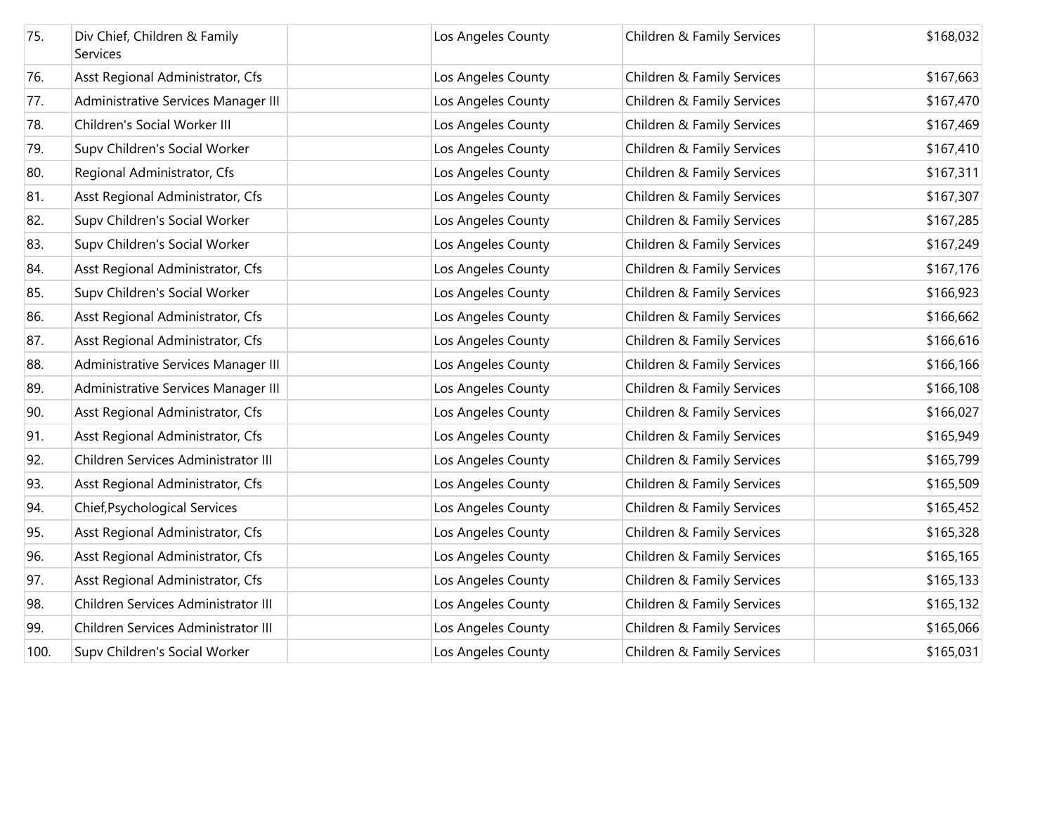| | | | | | |
|---|---|---|---|---|---|
| 75. | Div Chief, Children & Family Services | | Los Angeles County | Children & Family Services | $168,032 |
| 76. | Asst Regional Administrator, Cfs | | Los Angeles County | Children & Family Services | $167,663 |
| 77. | Administrative Services Manager III | | Los Angeles County | Children & Family Services | $167,470 |
| 78. | Children's Social Worker III | | Los Angeles County | Children & Family Services | $167,469 |
| 79. | Supv Children's Social Worker | | Los Angeles County | Children & Family Services | $167,410 |
| 80. | Regional Administrator, Cfs | | Los Angeles County | Children & Family Services | $167,311 |
| 81. | Asst Regional Administrator, Cfs | | Los Angeles County | Children & Family Services | $167,307 |
| 82. | Supv Children's Social Worker | | Los Angeles County | Children & Family Services | $167,285 |
| 83. | Supv Children's Social Worker | | Los Angeles County | Children & Family Services | $167,249 |
| 84. | Asst Regional Administrator, Cfs | | Los Angeles County | Children & Family Services | $167,176 |
| 85. | Supv Children's Social Worker | | Los Angeles County | Children & Family Services | $166,923 |
| 86. | Asst Regional Administrator, Cfs | | Los Angeles County | Children & Family Services | $166,662 |
| 87. | Asst Regional Administrator, Cfs | | Los Angeles County | Children & Family Services | $166,616 |
| 88. | Administrative Services Manager III | | Los Angeles County | Children & Family Services | $166,166 |
| 89. | Administrative Services Manager III | | Los Angeles County | Children & Family Services | $166,108 |
| 90. | Asst Regional Administrator, Cfs | | Los Angeles County | Children & Family Services | $166,027 |
| 91. | Asst Regional Administrator, Cfs | | Los Angeles County | Children & Family Services | $165,949 |
| 92. | Children Services Administrator III | | Los Angeles County | Children & Family Services | $165,799 |
| 93. | Asst Regional Administrator, Cfs | | Los Angeles County | Children & Family Services | $165,509 |
| 94. | Chief,Psychological Services | | Los Angeles County | Children & Family Services | $165,452 |
| 95. | Asst Regional Administrator, Cfs | | Los Angeles County | Children & Family Services | $165,328 |
| 96. | Asst Regional Administrator, Cfs | | Los Angeles County | Children & Family Services | $165,165 |
| 97. | Asst Regional Administrator, Cfs | | Los Angeles County | Children & Family Services | $165,133 |
| 98. | Children Services Administrator III | | Los Angeles County | Children & Family Services | $165,132 |
| 99. | Children Services Administrator III | | Los Angeles County | Children & Family Services | $165,066 |
| 100. | Supv Children's Social Worker | | Los Angeles County | Children & Family Services | $165,031 |